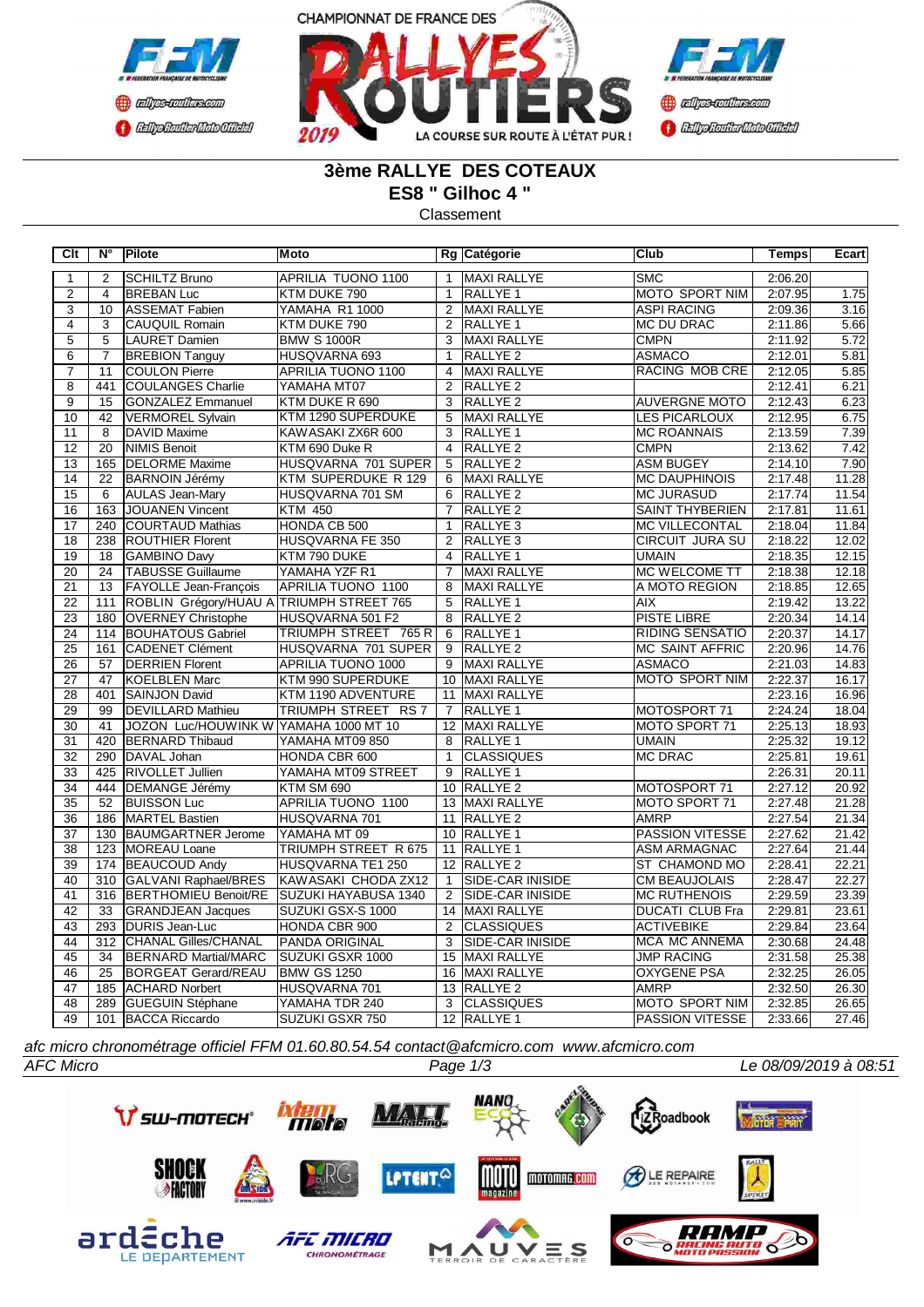CHAMPIONNAT DE FRANCE DES RALLYES ROUTIERS 2019 — LA COURSE SUR ROUTE À L'ÉTAT PUR !

## 3ème RALLYE DES COTEAUX
## ES8 " Gilhoc 4 "
Classement

| Clt | N° | Pilote | Moto | Rg | Catégorie | Club | Temps | Ecart |
|---|---|---|---|---|---|---|---|---|
| 1 | 2 | SCHILTZ Bruno | APRILIA TUONO 1100 | 1 | MAXI RALLYE | SMC | 2:06.20 | |
| 2 | 4 | BREBAN Luc | KTM DUKE 790 | 1 | RALLYE 1 | MOTO SPORT NIM | 2:07.95 | 1.75 |
| 3 | 10 | ASSEMAT Fabien | YAMAHA R1 1000 | 2 | MAXI RALLYE | ASPI RACING | 2:09.36 | 3.16 |
| 4 | 3 | CAUQUIL Romain | KTM DUKE 790 | 2 | RALLYE 1 | MC DU DRAC | 2:11.86 | 5.66 |
| 5 | 5 | LAURET Damien | BMW S 1000R | 3 | MAXI RALLYE | CMPN | 2:11.92 | 5.72 |
| 6 | 7 | BREBION Tanguy | HUSQVARNA 693 | 1 | RALLYE 2 | ASMACO | 2:12.01 | 5.81 |
| 7 | 11 | COULON Pierre | APRILIA TUONO 1100 | 4 | MAXI RALLYE | RACING MOB CRE | 2:12.05 | 5.85 |
| 8 | 441 | COULANGES Charlie | YAMAHA MT07 | 2 | RALLYE 2 | | 2:12.41 | 6.21 |
| 9 | 15 | GONZALEZ Emmanuel | KTM DUKE R 690 | 3 | RALLYE 2 | AUVERGNE MOTO | 2:12.43 | 6.23 |
| 10 | 42 | VERMOREL Sylvain | KTM 1290 SUPERDUKE | 5 | MAXI RALLYE | LES PICARLOUX | 2:12.95 | 6.75 |
| 11 | 8 | DAVID Maxime | KAWASAKI ZX6R 600 | 3 | RALLYE 1 | MC ROANNAIS | 2:13.59 | 7.39 |
| 12 | 20 | NIMIS Benoit | KTM 690 Duke R | 4 | RALLYE 2 | CMPN | 2:13.62 | 7.42 |
| 13 | 165 | DELORME Maxime | HUSQVARNA 701 SUPER | 5 | RALLYE 2 | ASM BUGEY | 2:14.10 | 7.90 |
| 14 | 22 | BARNOIN Jérémy | KTM SUPERDUKE R 129 | 6 | MAXI RALLYE | MC DAUPHINOIS | 2:17.48 | 11.28 |
| 15 | 6 | AULAS Jean-Mary | HUSQVARNA 701 SM | 6 | RALLYE 2 | MC JURASUD | 2:17.74 | 11.54 |
| 16 | 163 | JOUANEN Vincent | KTM 450 | 7 | RALLYE 2 | SAINT THYBERIEN | 2:17.81 | 11.61 |
| 17 | 240 | COURTAUD Mathias | HONDA CB 500 | 1 | RALLYE 3 | MC VILLECONTAL | 2:18.04 | 11.84 |
| 18 | 238 | ROUTHIER Florent | HUSQVARNA FE 350 | 2 | RALLYE 3 | CIRCUIT JURA SU | 2:18.22 | 12.02 |
| 19 | 18 | GAMBINO Davy | KTM 790 DUKE | 4 | RALLYE 1 | UMAIN | 2:18.35 | 12.15 |
| 20 | 24 | TABUSSE Guillaume | YAMAHA YZF R1 | 7 | MAXI RALLYE | MC WELCOME TT | 2:18.38 | 12.18 |
| 21 | 13 | FAYOLLE Jean-François | APRILIA TUONO 1100 | 8 | MAXI RALLYE | A MOTO REGION | 2:18.85 | 12.65 |
| 22 | 111 | ROBLIN Grégory/HUAU A | TRIUMPH STREET 765 | 5 | RALLYE 1 | AIX | 2:19.42 | 13.22 |
| 23 | 180 | OVERNEY Christophe | HUSQVARNA 501 F2 | 8 | RALLYE 2 | PISTE LIBRE | 2:20.34 | 14.14 |
| 24 | 114 | BOUHATOUS Gabriel | TRIUMPH STREET 765 R | 6 | RALLYE 1 | RIDING SENSATIO | 2:20.37 | 14.17 |
| 25 | 161 | CADENET Clément | HUSQVARNA 701 SUPER | 9 | RALLYE 2 | MC SAINT AFFRIC | 2:20.96 | 14.76 |
| 26 | 57 | DERRIEN Florent | APRILIA TUONO 1000 | 9 | MAXI RALLYE | ASMACO | 2:21.03 | 14.83 |
| 27 | 47 | KOELBLEN Marc | KTM 990 SUPERDUKE | 10 | MAXI RALLYE | MOTO SPORT NIM | 2:22.37 | 16.17 |
| 28 | 401 | SAINJON David | KTM 1190 ADVENTURE | 11 | MAXI RALLYE | | 2:23.16 | 16.96 |
| 29 | 99 | DEVILLARD Mathieu | TRIUMPH STREET RS 7 | 7 | RALLYE 1 | MOTOSPORT 71 | 2:24.24 | 18.04 |
| 30 | 41 | JOZON Luc/HOUWINK W | YAMAHA 1000 MT 10 | 12 | MAXI RALLYE | MOTO SPORT 71 | 2:25.13 | 18.93 |
| 31 | 420 | BERNARD Thibaud | YAMAHA MT09 850 | 8 | RALLYE 1 | UMAIN | 2:25.32 | 19.12 |
| 32 | 290 | DAVAL Johan | HONDA CBR 600 | 1 | CLASSIQUES | MC DRAC | 2:25.81 | 19.61 |
| 33 | 425 | RIVOLLET Jullien | YAMAHA MT09 STREET | 9 | RALLYE 1 | | 2:26.31 | 20.11 |
| 34 | 444 | DEMANGE Jérémy | KTM SM 690 | 10 | RALLYE 2 | MOTOSPORT 71 | 2:27.12 | 20.92 |
| 35 | 52 | BUISSON Luc | APRILIA TUONO 1100 | 13 | MAXI RALLYE | MOTO SPORT 71 | 2:27.48 | 21.28 |
| 36 | 186 | MARTEL Bastien | HUSQVARNA 701 | 11 | RALLYE 2 | AMRP | 2:27.54 | 21.34 |
| 37 | 130 | BAUMGARTNER Jerome | YAMAHA MT 09 | 10 | RALLYE 1 | PASSION VITESSE | 2:27.62 | 21.42 |
| 38 | 123 | MOREAU Loane | TRIUMPH STREET R 675 | 11 | RALLYE 1 | ASM ARMAGNAC | 2:27.64 | 21.44 |
| 39 | 174 | BEAUCOUD Andy | HUSQVARNA TE1 250 | 12 | RALLYE 2 | ST CHAMOND MO | 2:28.41 | 22.21 |
| 40 | 310 | GALVANI Raphael/BRES | KAWASAKI CHODA ZX12 | 1 | SIDE-CAR INISIDE | CM BEAUJOLAIS | 2:28.47 | 22.27 |
| 41 | 316 | BERTHOMIEU Benoit/RE | SUZUKI HAYABUSA 1340 | 2 | SIDE-CAR INISIDE | MC RUTHENOIS | 2:29.59 | 23.39 |
| 42 | 33 | GRANDJEAN Jacques | SUZUKI GSX-S 1000 | 14 | MAXI RALLYE | DUCATI CLUB Fra | 2:29.81 | 23.61 |
| 43 | 293 | DURIS Jean-Luc | HONDA CBR 900 | 2 | CLASSIQUES | ACTIVEBIKE | 2:29.84 | 23.64 |
| 44 | 312 | CHANAL Gilles/CHANAL | PANDA ORIGINAL | 3 | SIDE-CAR INISIDE | MCA MC ANNEMA | 2:30.68 | 24.48 |
| 45 | 34 | BERNARD Martial/MARC | SUZUKI GSXR 1000 | 15 | MAXI RALLYE | JMP RACING | 2:31.58 | 25.38 |
| 46 | 25 | BORGEAT Gerard/REAU | BMW GS 1250 | 16 | MAXI RALLYE | OXYGENE PSA | 2:32.25 | 26.05 |
| 47 | 185 | ACHARD Norbert | HUSQVARNA 701 | 13 | RALLYE 2 | AMRP | 2:32.50 | 26.30 |
| 48 | 289 | GUEGUIN Stéphane | YAMAHA TDR 240 | 3 | CLASSIQUES | MOTO SPORT NIM | 2:32.85 | 26.65 |
| 49 | 101 | BACCA Riccardo | SUZUKI GSXR 750 | 12 | RALLYE 1 | PASSION VITESSE | 2:33.66 | 27.46 |

*afc micro chronométrage officiel FFM 01.60.80.54.54 contact@afcmicro.com www.afcmicro.com*

*AFC Micro* — *Le 08/09/2019 à 08:51*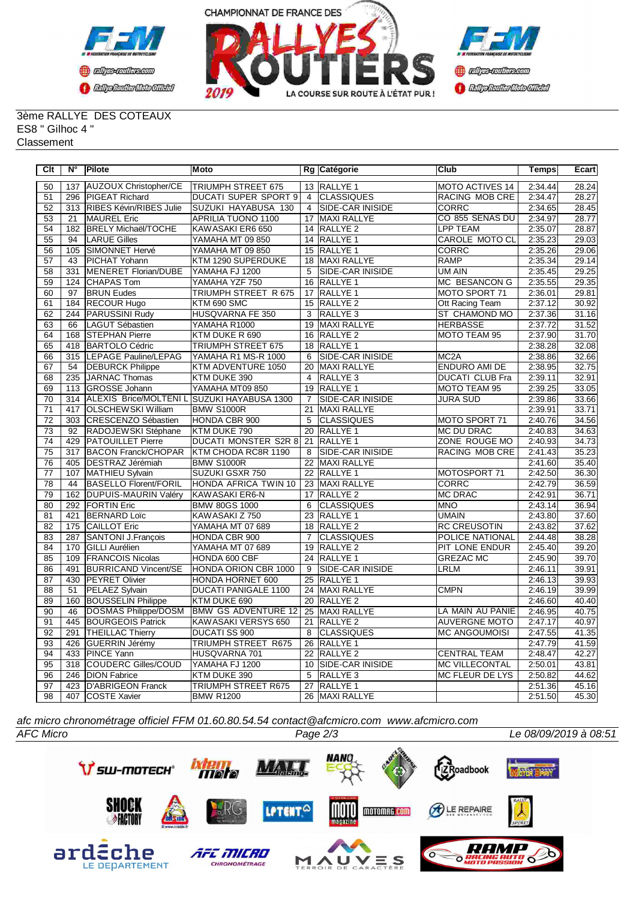3ème RALLYE DES COTEAUX
ES8 " Gilhoc 4 "
Classement

| Clt | N° | Pilote | Moto | Rg | Catégorie | Club | Temps | Ecart |
|---|---|---|---|---|---|---|---|---|
| 50 | 137 | AUZOUX Christopher/CE | TRIUMPH STREET 675 | 13 | RALLYE 1 | MOTO ACTIVES 14 | 2:34.44 | 28.24 |
| 51 | 296 | PIGEAT Richard | DUCATI SUPER SPORT 9 | 4 | CLASSIQUES | RACING MOB CRE | 2:34.47 | 28.27 |
| 52 | 313 | RIBES Kévin/RIBES Julie | SUZUKI HAYABUSA 130 | 4 | SIDE-CAR INISIDE | CORRC | 2:34.65 | 28.45 |
| 53 | 21 | MAUREL Eric | APRILIA TUONO 1100 | 17 | MAXI RALLYE | CO 855 SENAS DU | 2:34.97 | 28.77 |
| 54 | 182 | BRELY Michaël/TOCHE | KAWASAKI ER6 650 | 14 | RALLYE 2 | LPP TEAM | 2:35.07 | 28.87 |
| 55 | 94 | LARUE Gilles | YAMAHA MT 09 850 | 14 | RALLYE 1 | CAROLE MOTO CL | 2:35.23 | 29.03 |
| 56 | 105 | SIMONNET Hervé | YAMAHA MT 09 850 | 15 | RALLYE 1 | CORRC | 2:35.26 | 29.06 |
| 57 | 43 | PICHAT Yohann | KTM 1290 SUPERDUKE | 18 | MAXI RALLYE | RAMP | 2:35.34 | 29.14 |
| 58 | 331 | MENERET Florian/DUBE | YAMAHA FJ 1200 | 5 | SIDE-CAR INISIDE | UM AIN | 2:35.45 | 29.25 |
| 59 | 124 | CHAPAS Tom | YAMAHA YZF 750 | 16 | RALLYE 1 | MC BESANCON G | 2:35.55 | 29.35 |
| 60 | 97 | BRUN Eudes | TRIUMPH STREET R 675 | 17 | RALLYE 1 | MOTO SPORT 71 | 2:36.01 | 29.81 |
| 61 | 184 | RECOUR Hugo | KTM 690 SMC | 15 | RALLYE 2 | Ott Racing Team | 2:37.12 | 30.92 |
| 62 | 244 | PARUSSINI Rudy | HUSQVARNA FE 350 | 3 | RALLYE 3 | ST CHAMOND MO | 2:37.36 | 31.16 |
| 63 | 66 | LAGUT Sébastien | YAMAHA R1000 | 19 | MAXI RALLYE | HERBASSE | 2:37.72 | 31.52 |
| 64 | 168 | STEPHAN Pierre | KTM DUKE R 690 | 16 | RALLYE 2 | MOTO TEAM 95 | 2:37.90 | 31.70 |
| 65 | 418 | BARTOLO Cédric | TRIUMPH STREET 675 | 18 | RALLYE 1 | | 2:38.28 | 32.08 |
| 66 | 315 | LEPAGE Pauline/LEPAG | YAMAHA R1 MS-R 1000 | 6 | SIDE-CAR INISIDE | MC2A | 2:38.86 | 32.66 |
| 67 | 54 | DEBURCK Philippe | KTM ADVENTURE 1050 | 20 | MAXI RALLYE | ENDURO AMI DE | 2:38.95 | 32.75 |
| 68 | 235 | JARNAC Thomas | KTM DUKE 390 | 4 | RALLYE 3 | DUCATI CLUB Fra | 2:39.11 | 32.91 |
| 69 | 113 | GROSSE Johann | YAMAHA MT09 850 | 19 | RALLYE 1 | MOTO TEAM 95 | 2:39.25 | 33.05 |
| 70 | 314 | ALEXIS Brice/MOLTENI L | SUZUKI HAYABUSA 1300 | 7 | SIDE-CAR INISIDE | JURA SUD | 2:39.86 | 33.66 |
| 71 | 417 | OLSCHEWSKI William | BMW S1000R | 21 | MAXI RALLYE | | 2:39.91 | 33.71 |
| 72 | 303 | CRESCENZO Sébastien | HONDA CBR 900 | 5 | CLASSIQUES | MOTO SPORT 71 | 2:40.76 | 34.56 |
| 73 | 92 | RADOJEWSKI Stéphane | KTM DUKE 790 | 20 | RALLYE 1 | MC DU DRAC | 2:40.83 | 34.63 |
| 74 | 429 | PATOUILLET Pierre | DUCATI MONSTER S2R 8 | 21 | RALLYE 1 | ZONE ROUGE MO | 2:40.93 | 34.73 |
| 75 | 317 | BACON Franck/CHOPAR | KTM CHODA RC8R 1190 | 8 | SIDE-CAR INISIDE | RACING MOB CRE | 2:41.43 | 35.23 |
| 76 | 405 | DESTRAZ Jérémiah | BMW S1000R | 22 | MAXI RALLYE | | 2:41.60 | 35.40 |
| 77 | 107 | MATHIEU Sylvain | SUZUKI GSXR 750 | 22 | RALLYE 1 | MOTOSPORT 71 | 2:42.50 | 36.30 |
| 78 | 44 | BASELLO Florent/FORIL | HONDA AFRICA TWIN 10 | 23 | MAXI RALLYE | CORRC | 2:42.79 | 36.59 |
| 79 | 162 | DUPUIS-MAURIN Valéry | KAWASAKI ER6-N | 17 | RALLYE 2 | MC DRAC | 2:42.91 | 36.71 |
| 80 | 292 | FORTIN Eric | BMW 80GS 1000 | 6 | CLASSIQUES | MNO | 2:43.14 | 36.94 |
| 81 | 421 | BERNARD Loïc | KAWASAKI Z 750 | 23 | RALLYE 1 | UMAIN | 2:43.80 | 37.60 |
| 82 | 175 | CAILLOT Eric | YAMAHA MT 07 689 | 18 | RALLYE 2 | RC CREUSOTIN | 2:43.82 | 37.62 |
| 83 | 287 | SANTONI J.François | HONDA CBR 900 | 7 | CLASSIQUES | POLICE NATIONAL | 2:44.48 | 38.28 |
| 84 | 170 | GILLI Aurélien | YAMAHA MT 07 689 | 19 | RALLYE 2 | PIT LONE ENDUR | 2:45.40 | 39.20 |
| 85 | 109 | FRANCOIS Nicolas | HONDA 600 CBF | 24 | RALLYE 1 | GREZAC MC | 2:45.90 | 39.70 |
| 86 | 491 | BURRICAND Vincent/SE | HONDA ORION CBR 1000 | 9 | SIDE-CAR INISIDE | LRLM | 2:46.11 | 39.91 |
| 87 | 430 | PEYRET Olivier | HONDA HORNET 600 | 25 | RALLYE 1 | | 2:46.13 | 39.93 |
| 88 | 51 | PELAEZ Sylvain | DUCATI PANIGALE 1100 | 24 | MAXI RALLYE | CMPN | 2:46.19 | 39.99 |
| 89 | 160 | BOUSSELIN Philippe | KTM DUKE 690 | 20 | RALLYE 2 | | 2:46.60 | 40.40 |
| 90 | 46 | DOSMAS Philippe/DOSM | BMW GS ADVENTURE 12 | 25 | MAXI RALLYE | LA MAIN AU PANIE | 2:46.95 | 40.75 |
| 91 | 445 | BOURGEOIS Patrick | KAWASAKI VERSYS 650 | 21 | RALLYE 2 | AUVERGNE MOTO | 2:47.17 | 40.97 |
| 92 | 291 | THEILLAC Thierry | DUCATI SS 900 | 8 | CLASSIQUES | MC ANGOUMOISI | 2:47.55 | 41.35 |
| 93 | 426 | GUERRIN Jérémy | TRIUMPH STREET R675 | 26 | RALLYE 1 | | 2:47.79 | 41.59 |
| 94 | 433 | PINCE Yann | HUSQVARNA 701 | 22 | RALLYE 2 | CENTRAL TEAM | 2:48.47 | 42.27 |
| 95 | 318 | COUDERC Gilles/COUD | YAMAHA FJ 1200 | 10 | SIDE-CAR INISIDE | MC VILLECONTAL | 2:50.01 | 43.81 |
| 96 | 246 | DION Fabrice | KTM DUKE 390 | 5 | RALLYE 3 | MC FLEUR DE LYS | 2:50.82 | 44.62 |
| 97 | 423 | D'ABRIGEON Franck | TRIUMPH STREET R675 | 27 | RALLYE 1 | | 2:51.36 | 45.16 |
| 98 | 407 | COSTE Xavier | BMW R1200 | 26 | MAXI RALLYE | | 2:51.50 | 45.30 |

*afc micro chronométrage officiel FFM 01.60.80.54.54 contact@afcmicro.com www.afcmicro.com*

*AFC Micro* — *Le 08/09/2019 à 08:51*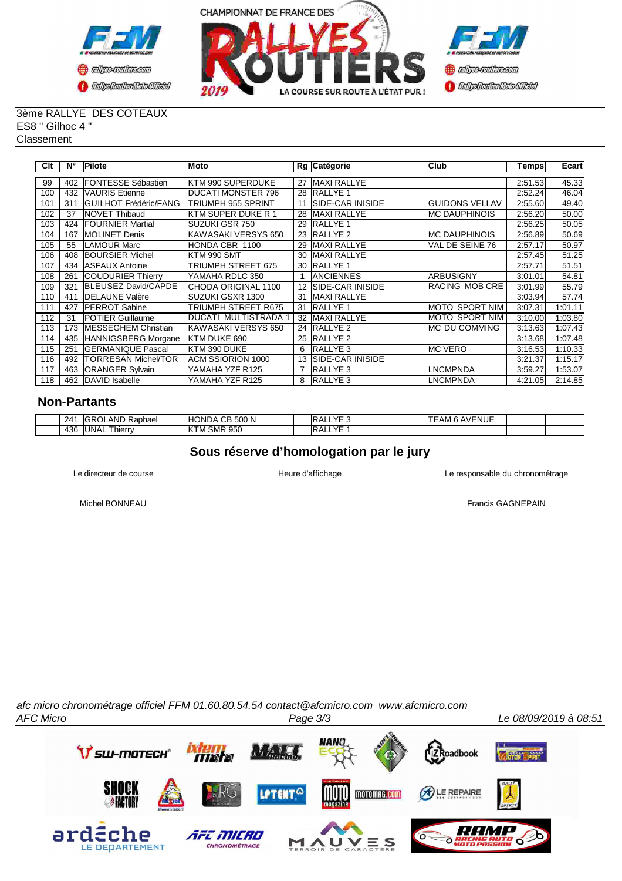3ème RALLYE DES COTEAUX
ES8 " Gilhoc 4 "
Classement

| Clt | N° | Pilote | Moto | Rg | Catégorie | Club | Temps | Ecart |
|---|---|---|---|---|---|---|---|---|
| 99 | 402 | FONTESSE Sébastien | KTM 990 SUPERDUKE | 27 | MAXI RALLYE | | 2:51.53 | 45.33 |
| 100 | 432 | VAURIS Etienne | DUCATI MONSTER 796 | 28 | RALLYE 1 | | 2:52.24 | 46.04 |
| 101 | 311 | GUILHOT Frédéric/FANG | TRIUMPH 955 SPRINT | 11 | SIDE-CAR INISIDE | GUIDONS VELLAV | 2:55.60 | 49.40 |
| 102 | 37 | NOVET Thibaud | KTM SUPER DUKE R 1 | 28 | MAXI RALLYE | MC DAUPHINOIS | 2:56.20 | 50.00 |
| 103 | 424 | FOURNIER Martial | SUZUKI GSR 750 | 29 | RALLYE 1 | | 2:56.25 | 50.05 |
| 104 | 167 | MOLINET Denis | KAWASAKI VERSYS 650 | 23 | RALLYE 2 | MC DAUPHINOIS | 2:56.89 | 50.69 |
| 105 | 55 | LAMOUR Marc | HONDA CBR 1100 | 29 | MAXI RALLYE | VAL DE SEINE 76 | 2:57.17 | 50.97 |
| 106 | 408 | BOURSIER Michel | KTM 990 SMT | 30 | MAXI RALLYE | | 2:57.45 | 51.25 |
| 107 | 434 | ASFAUX Antoine | TRIUMPH STREET 675 | 30 | RALLYE 1 | | 2:57.71 | 51.51 |
| 108 | 261 | COUDURIER Thierry | YAMAHA RDLC 350 | 1 | ANCIENNES | ARBUSIGNY | 3:01.01 | 54.81 |
| 109 | 321 | BLEUSEZ David/CAPDE | CHODA ORIGINAL 1100 | 12 | SIDE-CAR INISIDE | RACING MOB CRE | 3:01.99 | 55.79 |
| 110 | 411 | DELAUNE Valère | SUZUKI GSXR 1300 | 31 | MAXI RALLYE | | 3:03.94 | 57.74 |
| 111 | 427 | PERROT Sabine | TRIUMPH STREET R675 | 31 | RALLYE 1 | MOTO SPORT NIM | 3:07.31 | 1:01.11 |
| 112 | 31 | POTIER Guillaume | DUCATI MULTISTRADA 1 | 32 | MAXI RALLYE | MOTO SPORT NIM | 3:10.00 | 1:03.80 |
| 113 | 173 | MESSEGHEM Christian | KAWASAKI VERSYS 650 | 24 | RALLYE 2 | MC DU COMMING | 3:13.63 | 1:07.43 |
| 114 | 435 | HANNIGSBERG Morgane | KTM DUKE 690 | 25 | RALLYE 2 | | 3:13.68 | 1:07.48 |
| 115 | 251 | GERMANIQUE Pascal | KTM 390 DUKE | 6 | RALLYE 3 | MC VERO | 3:16.53 | 1:10.33 |
| 116 | 492 | TORRESAN Michel/TOR | ACM SSIORION 1000 | 13 | SIDE-CAR INISIDE | | 3:21.37 | 1:15.17 |
| 117 | 463 | ORANGER Sylvain | YAMAHA YZF R125 | 7 | RALLYE 3 | LNCMPNDA | 3:59.27 | 1:53.07 |
| 118 | 462 | DAVID Isabelle | YAMAHA YZF R125 | 8 | RALLYE 3 | LNCMPNDA | 4:21.05 | 2:14.85 |

## Non-Partants

| | | | | | | | | |
|---|---|---|---|---|---|---|---|---|
| | 241 | GROLAND Raphael | HONDA CB 500 N | | RALLYE 3 | TEAM 6 AVENUE | | |
| | 436 | UNAL Thierry | KTM SMR 950 | | RALLYE 1 | | | |

## Sous réserve d'homologation par le jury

Le directeur de course — Heure d'affichage — Le responsable du chronométrage

Michel BONNEAU — Francis GAGNEPAIN

*afc micro chronométrage officiel FFM 01.60.80.54.54 contact@afcmicro.com www.afcmicro.com*

*AFC Micro* — *Le 08/09/2019 à 08:51*